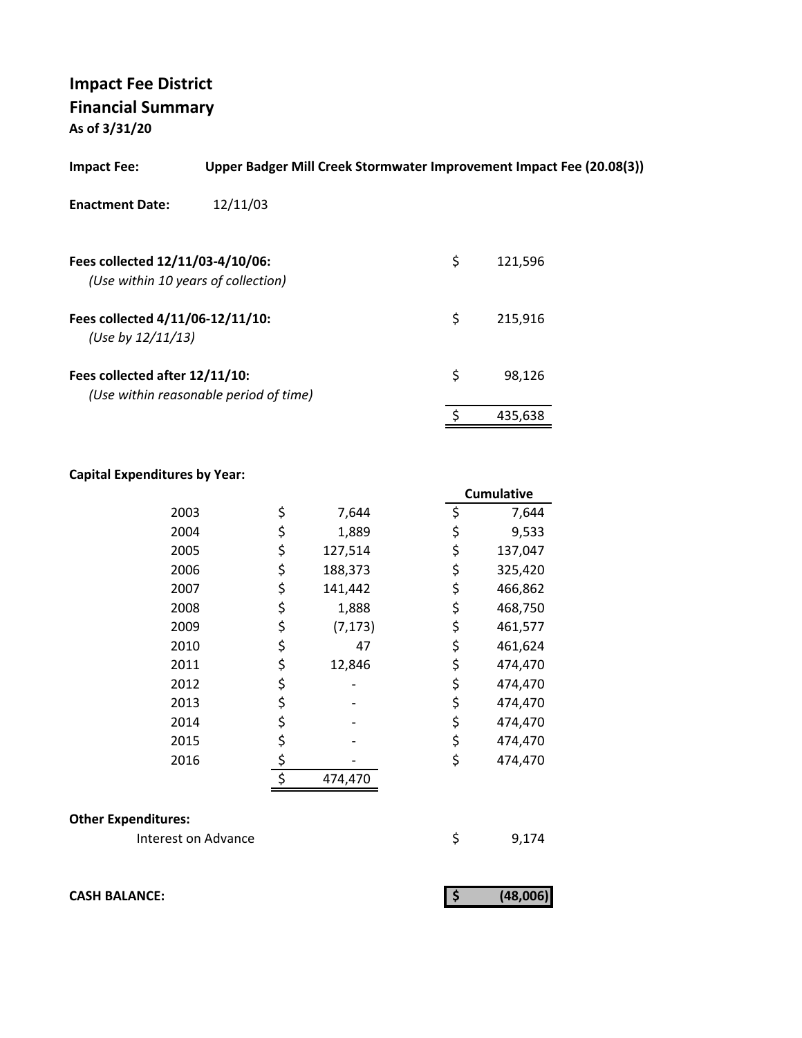# Impact Fee District

## Financial Summary

**As of 3/31/20**

**Impact Fee:** **Upper Badger Mill Creek Stormwater Improvement Impact Fee (20.08(3))**

**Enactment Date:** 12/11/03

| | | |
|---|---|---|
| **Fees collected 12/11/03-4/10/06:** *(Use within 10 years of collection)* | $ | 121,596 |
| **Fees collected 4/11/06-12/11/10:** *(Use by 12/11/13)* | $ | 215,916 |
| **Fees collected after 12/11/10:** *(Use within reasonable period of time)* | $ | 98,126 |
| | $ | 435,638 |

**Capital Expenditures by Year:**

| Year | | Amount | | Cumulative |
|---|---|---|---|---|
| 2003 | $ | 7,644 | $ | 7,644 |
| 2004 | $ | 1,889 | $ | 9,533 |
| 2005 | $ | 127,514 | $ | 137,047 |
| 2006 | $ | 188,373 | $ | 325,420 |
| 2007 | $ | 141,442 | $ | 466,862 |
| 2008 | $ | 1,888 | $ | 468,750 |
| 2009 | $ | (7,173) | $ | 461,577 |
| 2010 | $ | 47 | $ | 461,624 |
| 2011 | $ | 12,846 | $ | 474,470 |
| 2012 | $ | - | $ | 474,470 |
| 2013 | $ | - | $ | 474,470 |
| 2014 | $ | - | $ | 474,470 |
| 2015 | $ | - | $ | 474,470 |
| 2016 | $ | - | $ | 474,470 |
| | $ | 474,470 | | |

**Other Expenditures:**

| | | |
|---|---|---|
| Interest on Advance | $ | 9,174 |

| | | |
|---|---|---|
| **CASH BALANCE:** | **$** | **(48,006)** |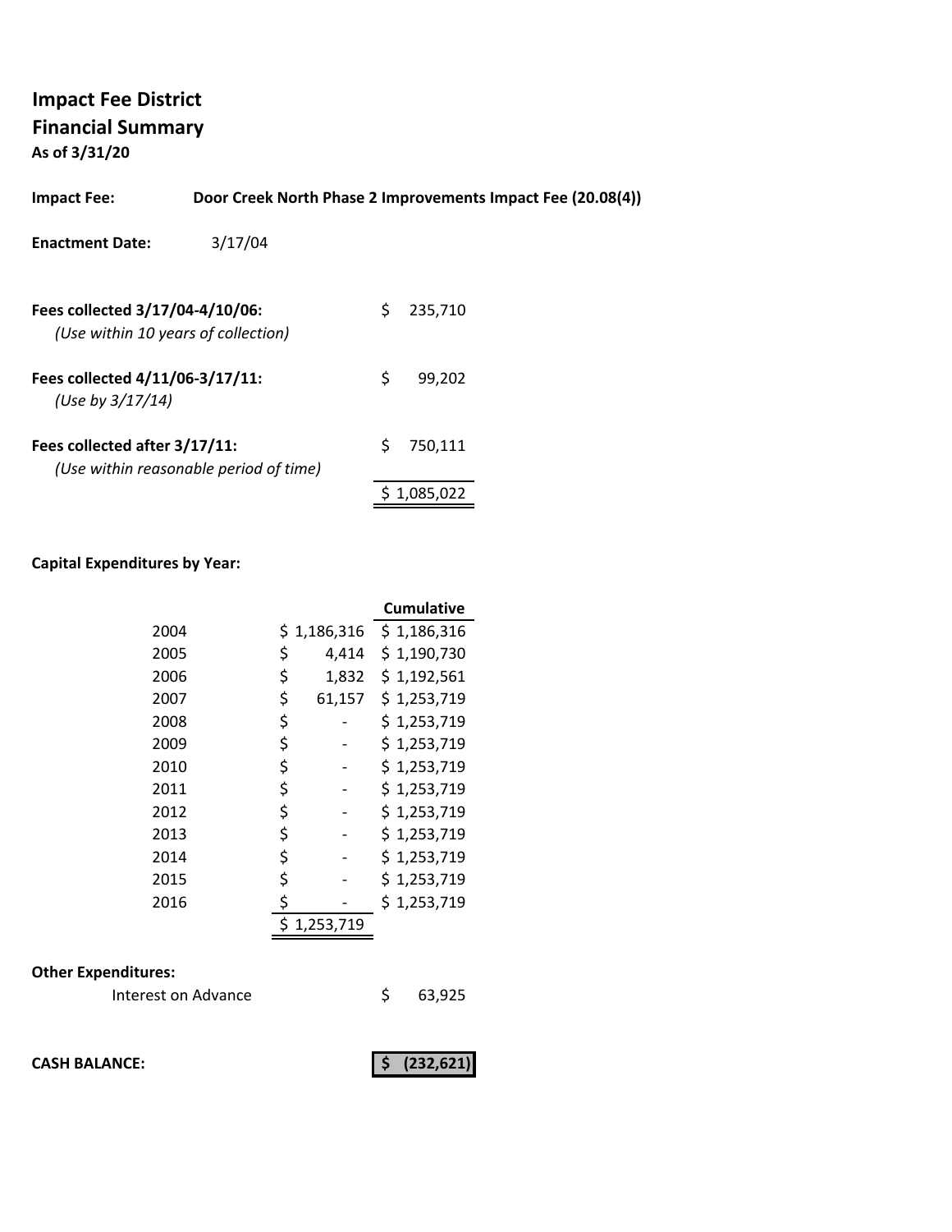# Impact Fee District

## Financial Summary

**As of 3/31/20**

**Impact Fee:** **Door Creek North Phase 2 Improvements Impact Fee (20.08(4))**

**Enactment Date:** 3/17/04

| | |
|---|---|
| **Fees collected 3/17/04-4/10/06:** *(Use within 10 years of collection)* | $ 235,710 |
| **Fees collected 4/11/06-3/17/11:** *(Use by 3/17/14)* | $ 99,202 |
| **Fees collected after 3/17/11:** *(Use within reasonable period of time)* | $ 750,111 |
| | $ 1,085,022 |

**Capital Expenditures by Year:**

| Year | Amount | Cumulative |
|---|---|---|
| 2004 | $ 1,186,316 | $ 1,186,316 |
| 2005 | $ 4,414 | $ 1,190,730 |
| 2006 | $ 1,832 | $ 1,192,561 |
| 2007 | $ 61,157 | $ 1,253,719 |
| 2008 | $ - | $ 1,253,719 |
| 2009 | $ - | $ 1,253,719 |
| 2010 | $ - | $ 1,253,719 |
| 2011 | $ - | $ 1,253,719 |
| 2012 | $ - | $ 1,253,719 |
| 2013 | $ - | $ 1,253,719 |
| 2014 | $ - | $ 1,253,719 |
| 2015 | $ - | $ 1,253,719 |
| 2016 | $ - | $ 1,253,719 |
| | $ 1,253,719 | |

**Other Expenditures:**

| | |
|---|---|
| Interest on Advance | $ 63,925 |

**CASH BALANCE:** **$ (232,621)**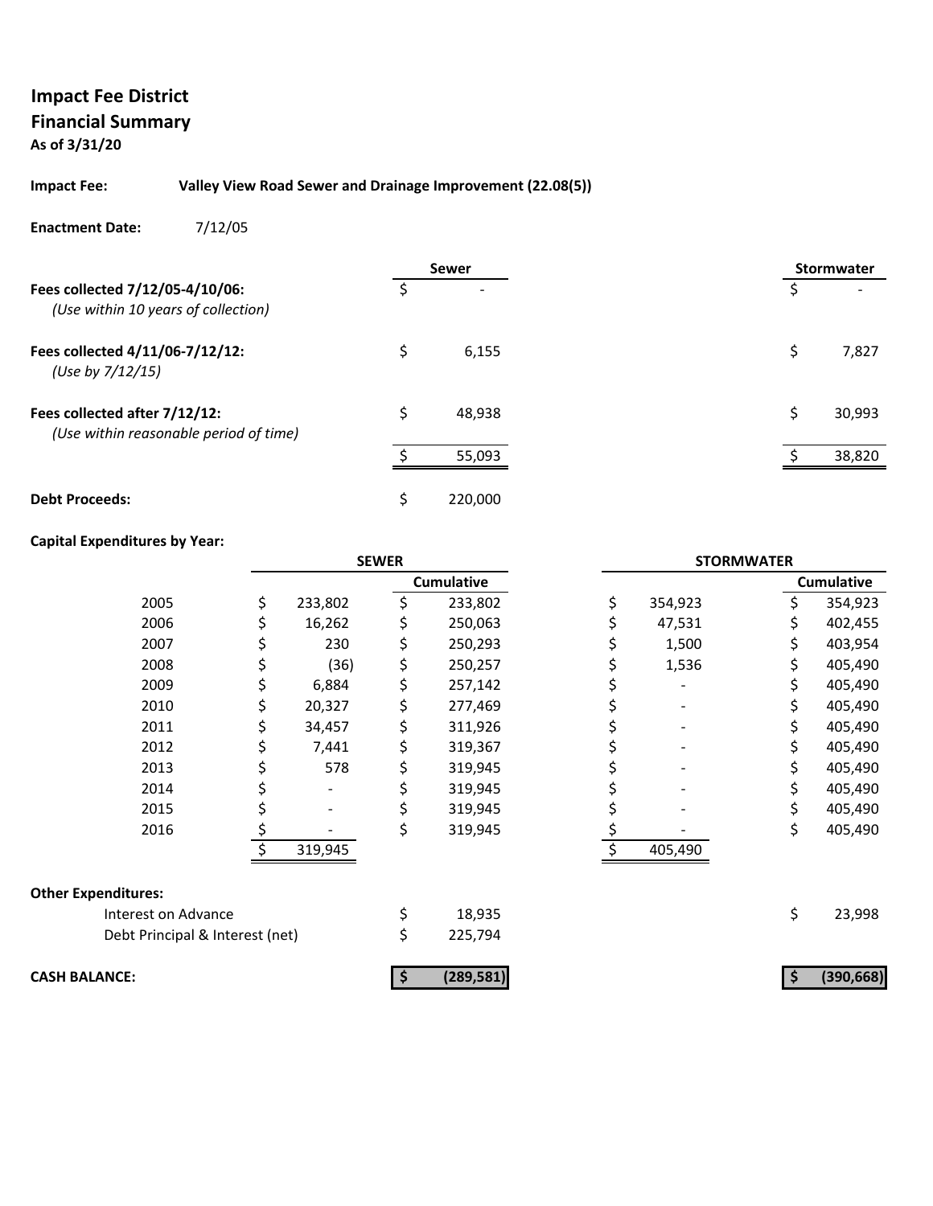**Impact Fee District**
**Financial Summary**
**As of 3/31/20**

**Impact Fee:** **Valley View Road Sewer and Drainage Improvement (22.08(5))**

**Enactment Date:** 7/12/05

| | Sewer | Stormwater |
|---|---|---|
| **Fees collected 7/12/05-4/10/06:** *(Use within 10 years of collection)* | $ - | $ - |
| **Fees collected 4/11/06-7/12/12:** *(Use by 7/12/15)* | $ 6,155 | $ 7,827 |
| **Fees collected after 7/12/12:** *(Use within reasonable period of time)* | $ 48,938 | $ 30,993 |
| | $ 55,093 | $ 38,820 |
| **Debt Proceeds:** | $ 220,000 | |

**Capital Expenditures by Year:**

| Year | SEWER | SEWER Cumulative | STORMWATER | STORMWATER Cumulative |
|---|---|---|---|---|
| 2005 | $ 233,802 | $ 233,802 | $ 354,923 | $ 354,923 |
| 2006 | $ 16,262 | $ 250,063 | $ 47,531 | $ 402,455 |
| 2007 | $ 230 | $ 250,293 | $ 1,500 | $ 403,954 |
| 2008 | $ (36) | $ 250,257 | $ 1,536 | $ 405,490 |
| 2009 | $ 6,884 | $ 257,142 | $ - | $ 405,490 |
| 2010 | $ 20,327 | $ 277,469 | $ - | $ 405,490 |
| 2011 | $ 34,457 | $ 311,926 | $ - | $ 405,490 |
| 2012 | $ 7,441 | $ 319,367 | $ - | $ 405,490 |
| 2013 | $ 578 | $ 319,945 | $ - | $ 405,490 |
| 2014 | $ - | $ 319,945 | $ - | $ 405,490 |
| 2015 | $ - | $ 319,945 | $ - | $ 405,490 |
| 2016 | $ - | $ 319,945 | $ - | $ 405,490 |
| | $ 319,945 | | $ 405,490 | |

**Other Expenditures:**

| | Sewer | Stormwater |
|---|---|---|
| Interest on Advance | $ 18,935 | $ 23,998 |
| Debt Principal & Interest (net) | $ 225,794 | |
| **CASH BALANCE:** | **$ (289,581)** | **$ (390,668)** |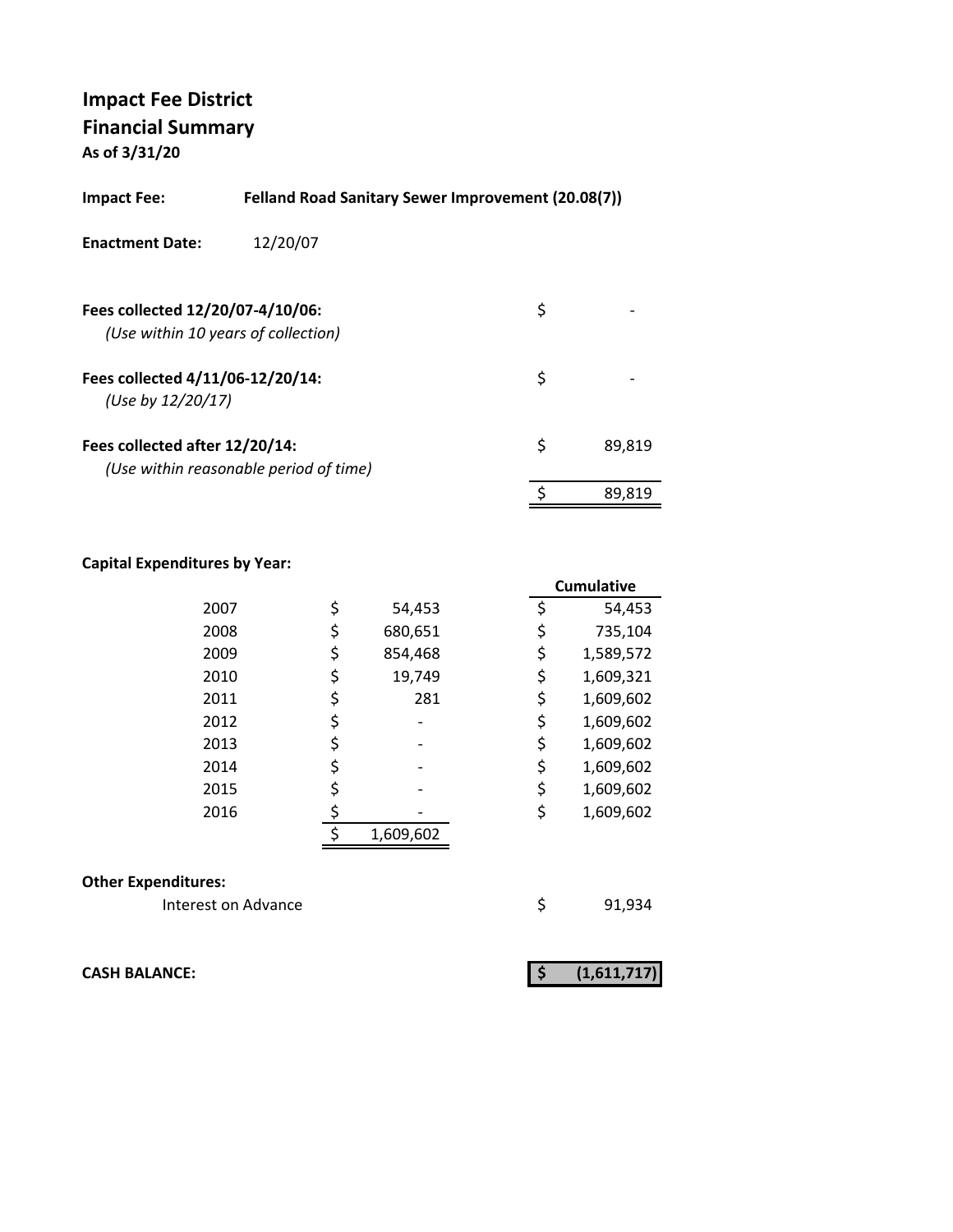# Impact Fee District
## Financial Summary
**As of 3/31/20**

**Impact Fee:** **Felland Road Sanitary Sewer Improvement (20.08(7))**

**Enactment Date:** 12/20/07

| | |
|---|---|
| **Fees collected 12/20/07-4/10/06:** *(Use within 10 years of collection)* | $ - |
| **Fees collected 4/11/06-12/20/14:** *(Use by 12/20/17)* | $ - |
| **Fees collected after 12/20/14:** *(Use within reasonable period of time)* | $ 89,819 |
| | $ 89,819 |

**Capital Expenditures by Year:**

| Year | Amount | Cumulative |
|---|---|---|
| 2007 | $ 54,453 | $ 54,453 |
| 2008 | $ 680,651 | $ 735,104 |
| 2009 | $ 854,468 | $ 1,589,572 |
| 2010 | $ 19,749 | $ 1,609,321 |
| 2011 | $ 281 | $ 1,609,602 |
| 2012 | $ - | $ 1,609,602 |
| 2013 | $ - | $ 1,609,602 |
| 2014 | $ - | $ 1,609,602 |
| 2015 | $ - | $ 1,609,602 |
| 2016 | $ - | $ 1,609,602 |
| | $ 1,609,602 | |

**Other Expenditures:**

| | |
|---|---|
| Interest on Advance | $ 91,934 |

**CASH BALANCE:** **$ (1,611,717)**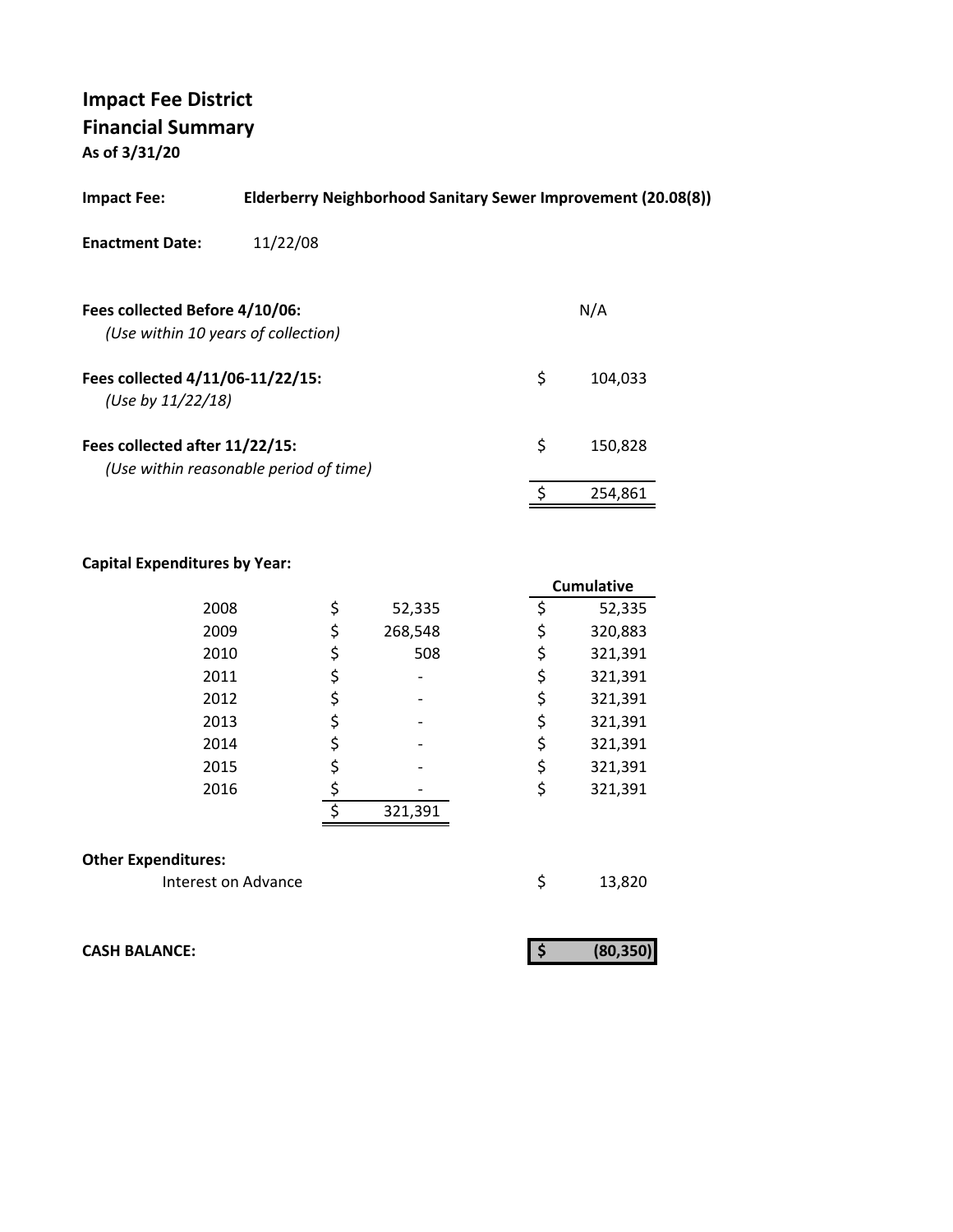# Impact Fee District
## Financial Summary
**As of 3/31/20**

**Impact Fee:** **Elderberry Neighborhood Sanitary Sewer Improvement (20.08(8))**

**Enactment Date:** 11/22/08

| | |
|---|---|
| **Fees collected Before 4/10/06:** *(Use within 10 years of collection)* | N/A |
| **Fees collected 4/11/06-11/22/15:** *(Use by 11/22/18)* | $ 104,033 |
| **Fees collected after 11/22/15:** *(Use within reasonable period of time)* | $ 150,828 |
| | $ 254,861 |

**Capital Expenditures by Year:**

| Year | Amount | Cumulative |
|---|---|---|
| 2008 | $ 52,335 | $ 52,335 |
| 2009 | $ 268,548 | $ 320,883 |
| 2010 | $ 508 | $ 321,391 |
| 2011 | $ - | $ 321,391 |
| 2012 | $ - | $ 321,391 |
| 2013 | $ - | $ 321,391 |
| 2014 | $ - | $ 321,391 |
| 2015 | $ - | $ 321,391 |
| 2016 | $ - | $ 321,391 |
| | $ 321,391 | |

**Other Expenditures:**

| | |
|---|---|
| Interest on Advance | $ 13,820 |

| | |
|---|---|
| **CASH BALANCE:** | **$ (80,350)** |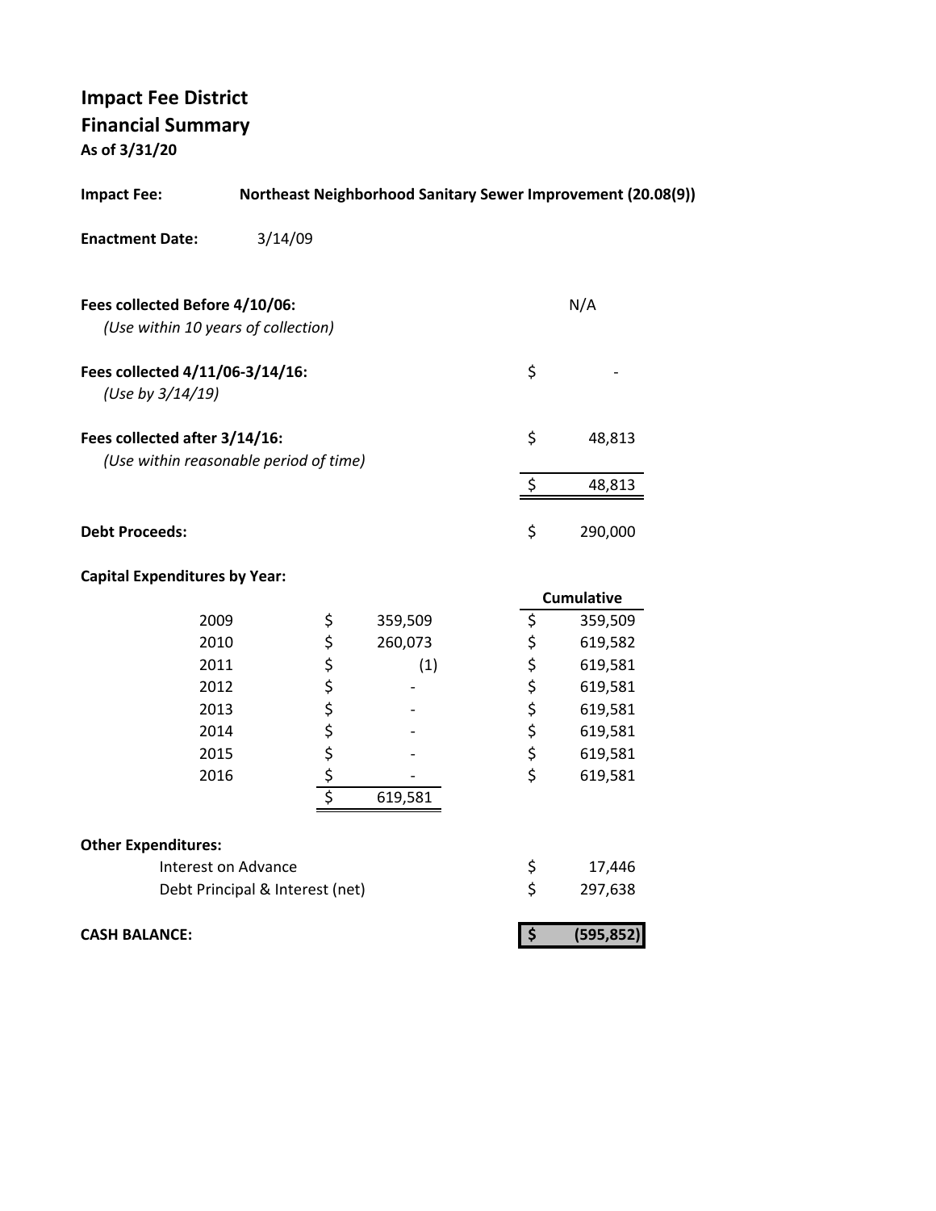# Impact Fee District
## Financial Summary
**As of 3/31/20**

**Impact Fee:** **Northeast Neighborhood Sanitary Sewer Improvement (20.08(9))**

**Enactment Date:** 3/14/09

| | |
|---|---|
| **Fees collected Before 4/10/06:** *(Use within 10 years of collection)* | N/A |
| **Fees collected 4/11/06-3/14/16:** *(Use by 3/14/19)* | $ - |
| **Fees collected after 3/14/16:** *(Use within reasonable period of time)* | $ 48,813 |
| | $ 48,813 |
| **Debt Proceeds:** | $ 290,000 |

**Capital Expenditures by Year:**

| Year | Amount | Cumulative |
|---|---|---|
| 2009 | $ 359,509 | $ 359,509 |
| 2010 | $ 260,073 | $ 619,582 |
| 2011 | $ (1) | $ 619,581 |
| 2012 | $ - | $ 619,581 |
| 2013 | $ - | $ 619,581 |
| 2014 | $ - | $ 619,581 |
| 2015 | $ - | $ 619,581 |
| 2016 | $ - | $ 619,581 |
| | $ 619,581 | |

**Other Expenditures:**

| | |
|---|---|
| Interest on Advance | $ 17,446 |
| Debt Principal & Interest (net) | $ 297,638 |

| | |
|---|---|
| **CASH BALANCE:** | **$ (595,852)** |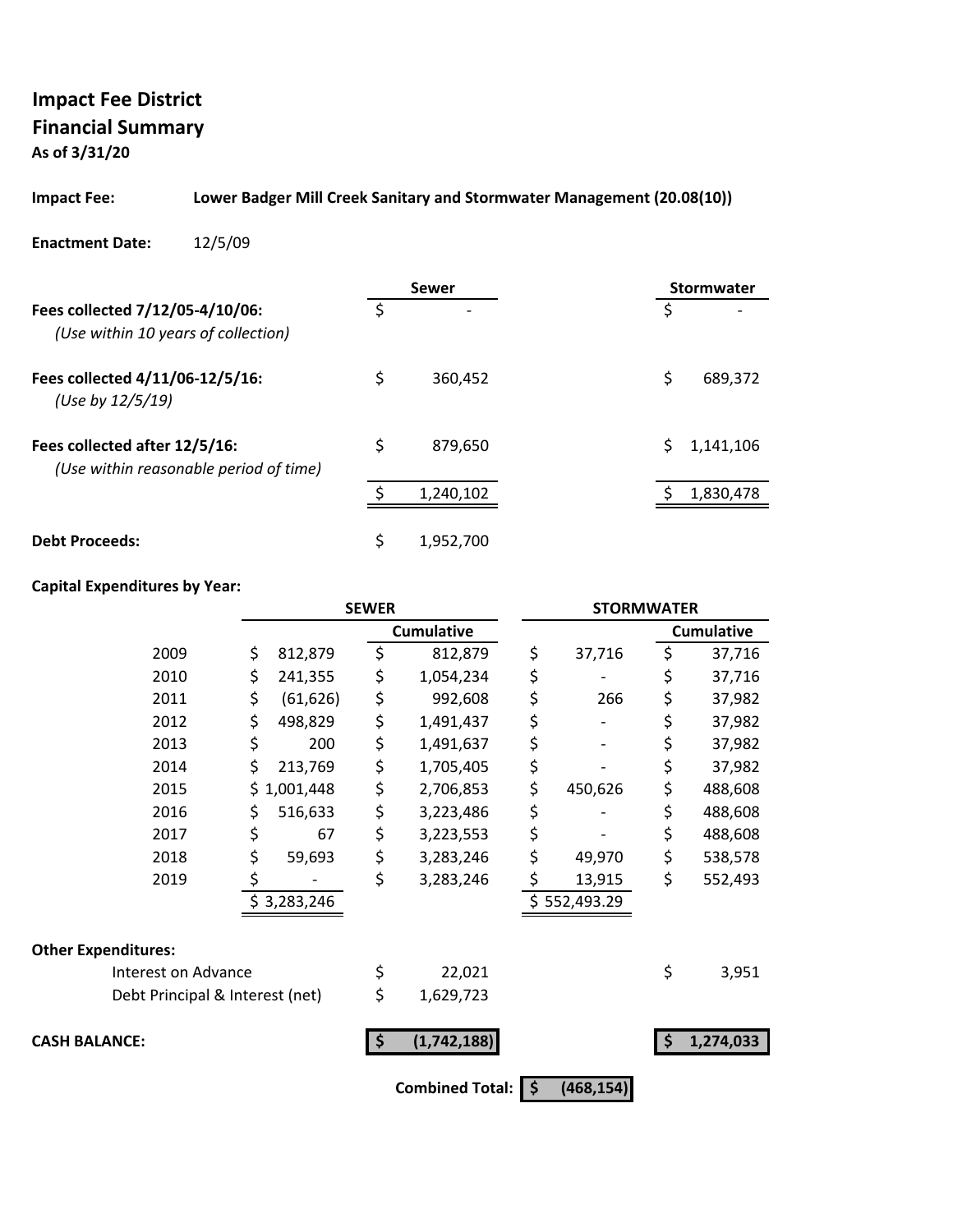# Impact Fee District
## Financial Summary
**As of 3/31/20**

**Impact Fee:** **Lower Badger Mill Creek Sanitary and Stormwater Management (20.08(10))**

**Enactment Date:** 12/5/09

| | Sewer | Stormwater |
|---|---|---|
| **Fees collected 7/12/05-4/10/06:** *(Use within 10 years of collection)* | $ - | $ - |
| **Fees collected 4/11/06-12/5/16:** *(Use by 12/5/19)* | $ 360,452 | $ 689,372 |
| **Fees collected after 12/5/16:** *(Use within reasonable period of time)* | $ 879,650 | $ 1,141,106 |
| | $ 1,240,102 | $ 1,830,478 |
| **Debt Proceeds:** | $ 1,952,700 | |

**Capital Expenditures by Year:**

| | SEWER | SEWER Cumulative | STORMWATER | STORMWATER Cumulative |
|---|---|---|---|---|
| 2009 | $ 812,879 | $ 812,879 | $ 37,716 | $ 37,716 |
| 2010 | $ 241,355 | $ 1,054,234 | $ - | $ 37,716 |
| 2011 | $ (61,626) | $ 992,608 | $ 266 | $ 37,982 |
| 2012 | $ 498,829 | $ 1,491,437 | $ - | $ 37,982 |
| 2013 | $ 200 | $ 1,491,637 | $ - | $ 37,982 |
| 2014 | $ 213,769 | $ 1,705,405 | $ - | $ 37,982 |
| 2015 | $ 1,001,448 | $ 2,706,853 | $ 450,626 | $ 488,608 |
| 2016 | $ 516,633 | $ 3,223,486 | $ - | $ 488,608 |
| 2017 | $ 67 | $ 3,223,553 | $ - | $ 488,608 |
| 2018 | $ 59,693 | $ 3,283,246 | $ 49,970 | $ 538,578 |
| 2019 | $ - | $ 3,283,246 | $ 13,915 | $ 552,493 |
| | $ 3,283,246 | | $ 552,493.29 | |

**Other Expenditures:**

| | Sewer | Stormwater |
|---|---|---|
| Interest on Advance | $ 22,021 | $ 3,951 |
| Debt Principal & Interest (net) | $ 1,629,723 | |
| **CASH BALANCE:** | **$ (1,742,188)** | **$ 1,274,033** |

**Combined Total:** **$ (468,154)**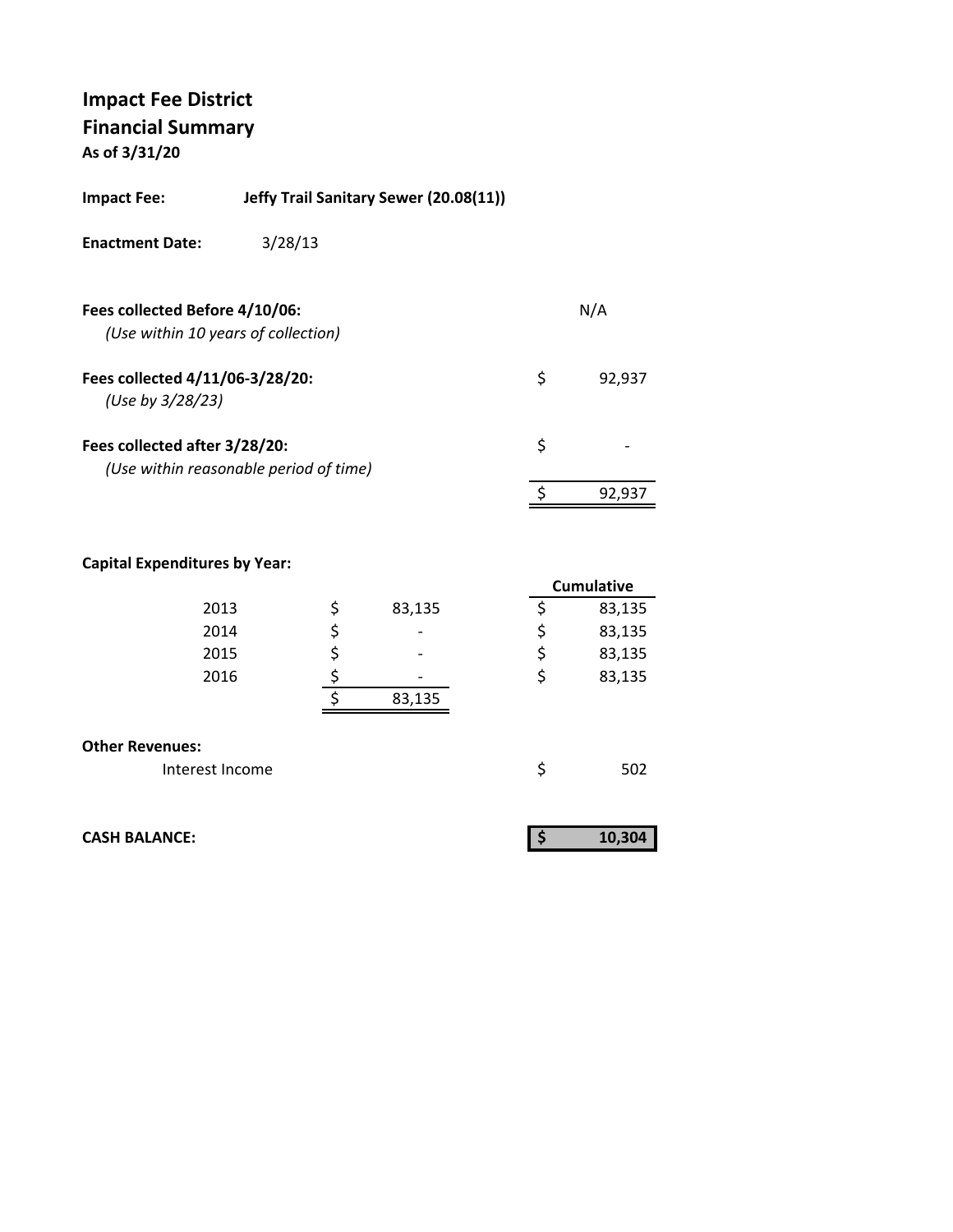# Impact Fee District
## Financial Summary
**As of 3/31/20**

**Impact Fee:** **Jeffy Trail Sanitary Sewer (20.08(11))**

**Enactment Date:** 3/28/13

| | | |
|---|---|---|
| **Fees collected Before 4/10/06:** *(Use within 10 years of collection)* | | N/A |
| **Fees collected 4/11/06-3/28/20:** *(Use by 3/28/23)* | $ | 92,937 |
| **Fees collected after 3/28/20:** *(Use within reasonable period of time)* | $ | - |
| | $ | 92,937 |

**Capital Expenditures by Year:**

| Year | | Amount | | Cumulative |
|---|---|---|---|---|
| 2013 | $ | 83,135 | $ | 83,135 |
| 2014 | $ | - | $ | 83,135 |
| 2015 | $ | - | $ | 83,135 |
| 2016 | $ | - | $ | 83,135 |
| | $ | 83,135 | | |

**Other Revenues:**

| | | |
|---|---|---|
| Interest Income | $ | 502 |

| | | |
|---|---|---|
| **CASH BALANCE:** | **$** | **10,304** |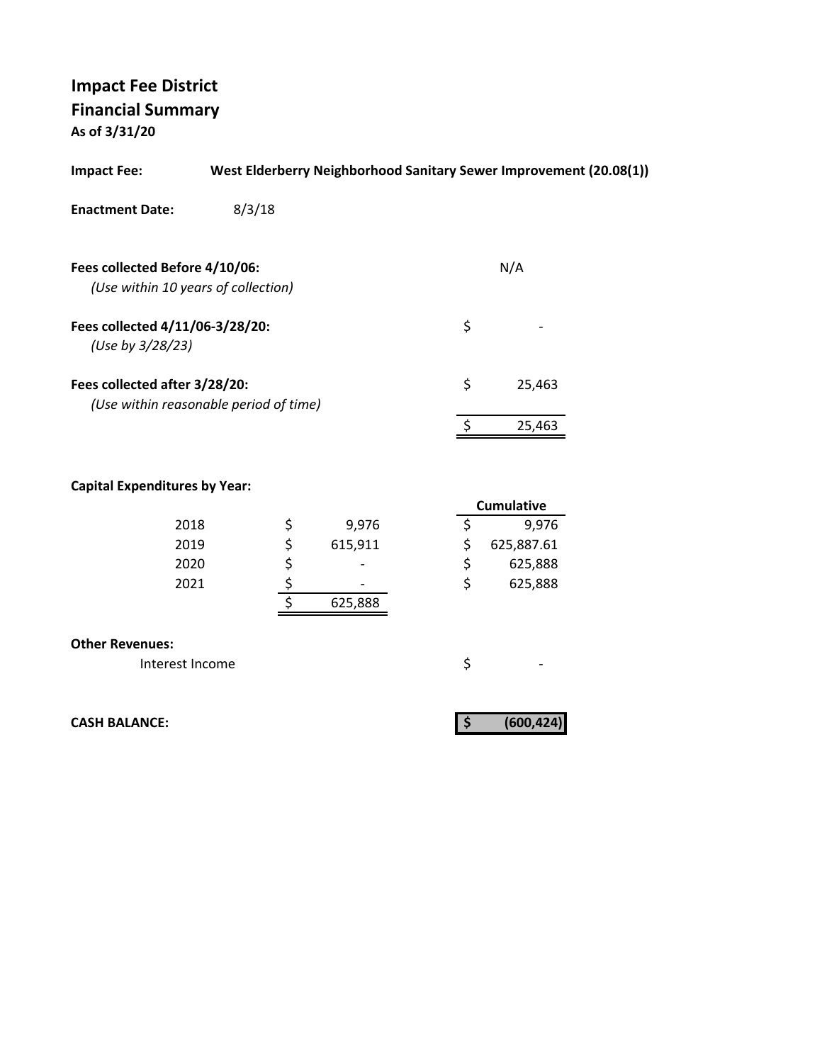# Impact Fee District
## Financial Summary
**As of 3/31/20**

**Impact Fee:** **West Elderberry Neighborhood Sanitary Sewer Improvement (20.08(1))**

**Enactment Date:** 8/3/18

| | | |
|---|---|---|
| **Fees collected Before 4/10/06:** *(Use within 10 years of collection)* | | N/A |
| **Fees collected 4/11/06-3/28/20:** *(Use by 3/28/23)* | $ | - |
| **Fees collected after 3/28/20:** *(Use within reasonable period of time)* | $ | 25,463 |
| | $ | 25,463 |

**Capital Expenditures by Year:**

| Year | | Amount | | Cumulative |
|---|---|---|---|---|
| 2018 | $ | 9,976 | $ | 9,976 |
| 2019 | $ | 615,911 | $ | 625,887.61 |
| 2020 | $ | - | $ | 625,888 |
| 2021 | $ | - | $ | 625,888 |
| | $ | 625,888 | | |

**Other Revenues:**

| | | |
|---|---|---|
| Interest Income | $ | - |

**CASH BALANCE:** $ (600,424)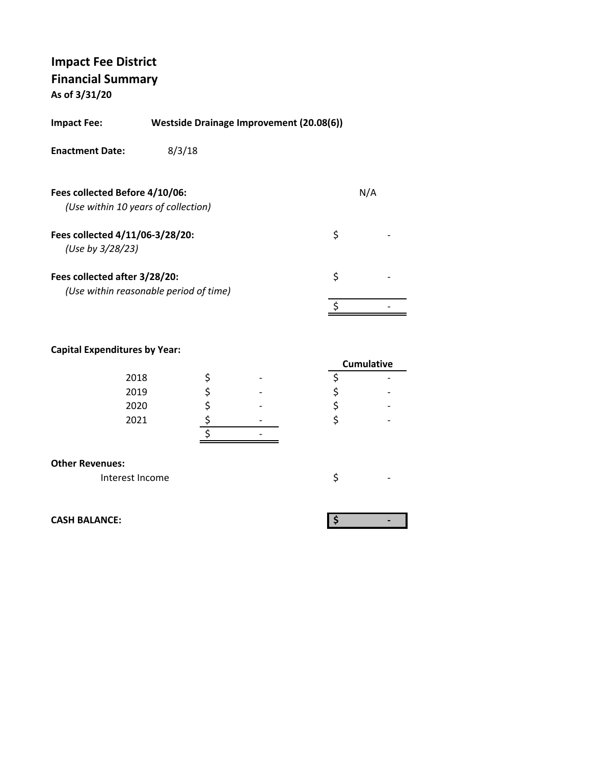# Impact Fee District

## Financial Summary

**As of 3/31/20**

**Impact Fee:** **Westside Drainage Improvement (20.08(6))**

**Enactment Date:** 8/3/18

| | |
|---|---|
| **Fees collected Before 4/10/06:** *(Use within 10 years of collection)* | N/A |
| **Fees collected 4/11/06-3/28/20:** *(Use by 3/28/23)* | $ - |
| **Fees collected after 3/28/20:** *(Use within reasonable period of time)* | $ - |
| | $ - |

**Capital Expenditures by Year:**

| | | Cumulative |
|---|---|---|
| 2018 | $ - | $ - |
| 2019 | $ - | $ - |
| 2020 | $ - | $ - |
| 2021 | $ - | $ - |
| | $ - | |

**Other Revenues:**

| | |
|---|---|
| Interest Income | $ - |

| | |
|---|---|
| **CASH BALANCE:** | **$ -** |